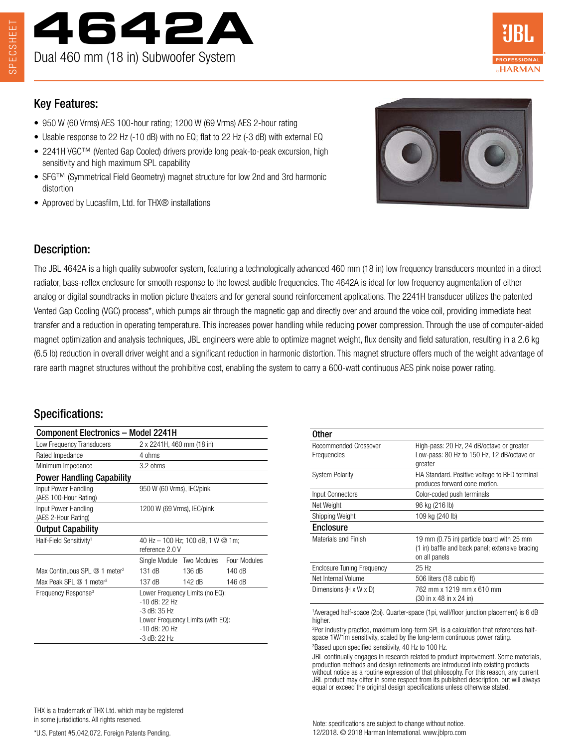# 4642A

Dual 460 mm (18 in) Subwoofer System

## Key Features:

- 950 W (60 Vrms) AES 100-hour rating; 1200 W (69 Vrms) AES 2-hour rating
- Usable response to 22 Hz (-10 dB) with no EQ; flat to 22 Hz (-3 dB) with external EQ
- 2241H VGC™ (Vented Gap Cooled) drivers provide long peak-to-peak excursion, high sensitivity and high maximum SPL capability
- SFG™ (Symmetrical Field Geometry) magnet structure for low 2nd and 3rd harmonic distortion
- Approved by Lucasfilm, Ltd. for THX® installations

## Description:

The JBL 4642A is a high quality subwoofer system, featuring a technologically advanced 460 mm (18 in) low frequency transducers mounted in a direct radiator, bass-reflex enclosure for smooth response to the lowest audible frequencies. The 4642A is ideal for low frequency augmentation of either analog or digital soundtracks in motion picture theaters and for general sound reinforcement applications. The 2241H transducer utilizes the patented Vented Gap Cooling (VGC) process*, which pumps air through the magnetic gap and directly over and around the voice coil, providing immediate heat transfer and a reduction in operating temperature. This increases power handling while reducing power compression. Through the use of computer-aided magnet optimization and analysis techniques, JBL engineers were able to optimize magnet weight, flux density and field saturation, resulting in a 2.6 kg (6.5 lb) reduction in overall driver weight and a significant reduction in harmonic distortion. This magnet structure offers much of the weight advantage of rare earth magnet structures without the prohibitive cost, enabling the system to carry a 600-watt continuous AES pink noise power rating.

## Specifications:

| Component Electronics – Model 2241H | | | |
|---|---|---|---|
| Low Frequency Transducers | 2 x 2241H, 460 mm (18 in) | | |
| Rated Impedance | 4 ohms | | |
| Minimum Impedance | 3.2 ohms | | |
| **Power Handling Capability** | | | |
| Input Power Handling (AES 100-Hour Rating) | 950 W (60 Vrms), IEC/pink | | |
| Input Power Handling (AES 2-Hour Rating) | 1200 W (69 Vrms), IEC/pink | | |
| **Output Capability** | | | |
| Half-Field Sensitivity[1] | 40 Hz – 100 Hz; 100 dB, 1 W @ 1m; reference 2.0 V | | |
| | Single Module | Two Modules | Four Modules |
| Max Continuous SPL @ 1 meter[2] | 131 dB | 136 dB | 140 dB |
| Max Peak SPL @ 1 meter[2] | 137 dB | 142 dB | 146 dB |
| Frequency Response[3] | Lower Frequency Limits (no EQ): -10 dB: 22 Hz -3 dB: 35 Hz Lower Frequency Limits (with EQ): -10 dB: 20 Hz -3 dB: 22 Hz | | |

| Other | |
|---|---|
| Recommended Crossover Frequencies | High-pass: 20 Hz, 24 dB/octave or greater Low-pass: 80 Hz to 150 Hz, 12 dB/octave or greater |
| System Polarity | EIA Standard. Positive voltage to RED terminal produces forward cone motion. |
| Input Connectors | Color-coded push terminals |
| Net Weight | 96 kg (216 lb) |
| Shipping Weight | 109 kg (240 lb) |
| **Enclosure** | |
| Materials and Finish | 19 mm (0.75 in) particle board with 25 mm (1 in) baffle and back panel; extensive bracing on all panels |
| Enclosure Tuning Frequency | 25 Hz |
| Net Internal Volume | 506 liters (18 cubic ft) |
| Dimensions (H x W x D) | 762 mm x 1219 mm x 610 mm (30 in x 48 in x 24 in) |

[1]Averaged half-space (2pi). Quarter-space (1pi, wall/floor junction placement) is 6 dB higher.

[2]Per industry practice, maximum long-term SPL is a calculation that references half-space 1W/1m sensitivity, scaled by the long-term continuous power rating.

[3]Based upon specified sensitivity, 40 Hz to 100 Hz.

JBL continually engages in research related to product improvement. Some materials, production methods and design refinements are introduced into existing products without notice as a routine expression of that philosophy. For this reason, any current JBL product may differ in some respect from its published description, but will always equal or exceed the original design specifications unless otherwise stated.

THX is a trademark of THX Ltd. which may be registered in some jurisdictions. All rights reserved.

*U.S. Patent #5,042,072. Foreign Patents Pending.

Note: specifications are subject to change without notice.
12/2018. © 2018 Harman International. www.jblpro.com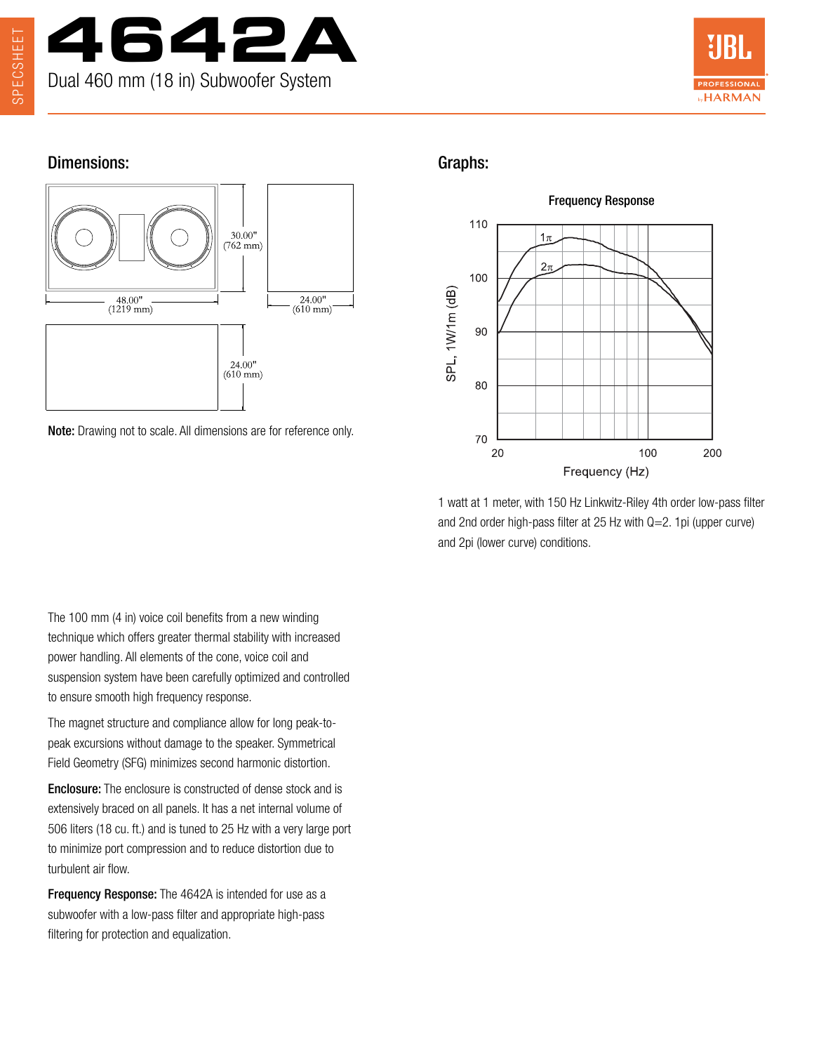# 4642A

Dual 460 mm (18 in) Subwoofer System

## Dimensions:

30.00" (762 mm)

48.00" (1219 mm)

24.00" (610 mm)

24.00" (610 mm)

**Note:** Drawing not to scale. All dimensions are for reference only.

## Graphs:

Frequency Response

110
100
90
80
70

SPL, 1W/1m (dB)

$1\pi$

$2\pi$

20
100
200

Frequency (Hz)

1 watt at 1 meter, with 150 Hz Linkwitz-Riley 4th order low-pass filter and 2nd order high-pass filter at 25 Hz with Q=2. 1pi (upper curve) and 2pi (lower curve) conditions.

The 100 mm (4 in) voice coil benefits from a new winding technique which offers greater thermal stability with increased power handling. All elements of the cone, voice coil and suspension system have been carefully optimized and controlled to ensure smooth high frequency response.

The magnet structure and compliance allow for long peak-to-peak excursions without damage to the speaker. Symmetrical Field Geometry (SFG) minimizes second harmonic distortion.

**Enclosure:** The enclosure is constructed of dense stock and is extensively braced on all panels. It has a net internal volume of 506 liters (18 cu. ft.) and is tuned to 25 Hz with a very large port to minimize port compression and to reduce distortion due to turbulent air flow.

**Frequency Response:** The 4642A is intended for use as a subwoofer with a low-pass filter and appropriate high-pass filtering for protection and equalization.